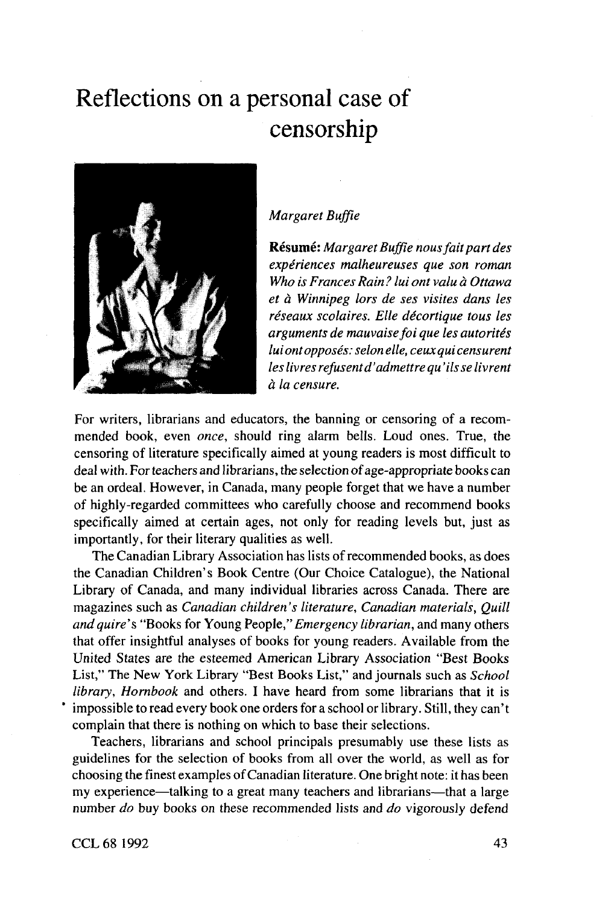# Reflections on a personal case of censorship

*Margaret Buffie*

**Résumé:** *Margaret Buffie nous fait part des expériences malheureuses que son roman Who is Frances Rain? lui ont valu à Ottawa et à Winnipeg lors de ses visites dans les réseaux scolaires. Elle décortique tous les arguments de mauvaise foi que les autorités lui ont opposés: selon elle, ceux qui censurent les livres refusent d'admettre qu'ils se livrent à la censure.*

For writers, librarians and educators, the banning or censoring of a recommended book, even *once*, should ring alarm bells. Loud ones. True, the censoring of literature specifically aimed at young readers is most difficult to deal with. For teachers and librarians, the selection of age-appropriate books can be an ordeal. However, in Canada, many people forget that we have a number of highly-regarded committees who carefully choose and recommend books specifically aimed at certain ages, not only for reading levels but, just as importantly, for their literary qualities as well.

The Canadian Library Association has lists of recommended books, as does the Canadian Children's Book Centre (Our Choice Catalogue), the National Library of Canada, and many individual libraries across Canada. There are magazines such as *Canadian children's literature*, *Canadian materials*, *Quill and quire*'s "Books for Young People," *Emergency librarian*, and many others that offer insightful analyses of books for young readers. Available from the United States are the esteemed American Library Association "Best Books List," The New York Library "Best Books List," and journals such as *School library*, *Hornbook* and others. I have heard from some librarians that it is impossible to read every book one orders for a school or library. Still, they can't complain that there is nothing on which to base their selections.

Teachers, librarians and school principals presumably use these lists as guidelines for the selection of books from all over the world, as well as for choosing the finest examples of Canadian literature. One bright note: it has been my experience—talking to a great many teachers and librarians—that a large number *do* buy books on these recommended lists and *do* vigorously defend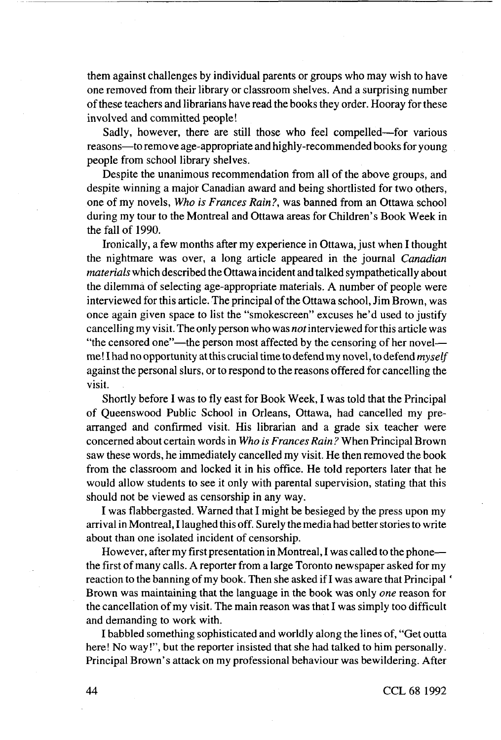them against challenges by individual parents or groups who may wish to have one removed from their library or classroom shelves. And a surprising number of these teachers and librarians have read the books they order. Hooray for these involved and committed people!

Sadly, however, there are still those who feel compelled—for various reasons—to remove age-appropriate and highly-recommended books for young people from school library shelves.

Despite the unanimous recommendation from all of the above groups, and despite winning a major Canadian award and being shortlisted for two others, one of my novels, *Who is Frances Rain?*, was banned from an Ottawa school during my tour to the Montreal and Ottawa areas for Children's Book Week in the fall of 1990.

Ironically, a few months after my experience in Ottawa, just when I thought the nightmare was over, a long article appeared in the journal *Canadian materials* which described the Ottawa incident and talked sympathetically about the dilemma of selecting age-appropriate materials. A number of people were interviewed for this article. The principal of the Ottawa school, Jim Brown, was once again given space to list the "smokescreen" excuses he'd used to justify cancelling my visit. The only person who was *not* interviewed for this article was "the censored one"—the person most affected by the censoring of her novel—me! I had no opportunity at this crucial time to defend my novel, to defend *myself* against the personal slurs, or to respond to the reasons offered for cancelling the visit.

Shortly before I was to fly east for Book Week, I was told that the Principal of Queenswood Public School in Orleans, Ottawa, had cancelled my pre-arranged and confirmed visit. His librarian and a grade six teacher were concerned about certain words in *Who is Frances Rain?* When Principal Brown saw these words, he immediately cancelled my visit. He then removed the book from the classroom and locked it in his office. He told reporters later that he would allow students to see it only with parental supervision, stating that this should not be viewed as censorship in any way.

I was flabbergasted. Warned that I might be besieged by the press upon my arrival in Montreal, I laughed this off. Surely the media had better stories to write about than one isolated incident of censorship.

However, after my first presentation in Montreal, I was called to the phone—the first of many calls. A reporter from a large Toronto newspaper asked for my reaction to the banning of my book. Then she asked if I was aware that Principal Brown was maintaining that the language in the book was only *one* reason for the cancellation of my visit. The main reason was that I was simply too difficult and demanding to work with.

I babbled something sophisticated and worldly along the lines of, "Get outta here! No way!", but the reporter insisted that she had talked to him personally. Principal Brown's attack on my professional behaviour was bewildering. After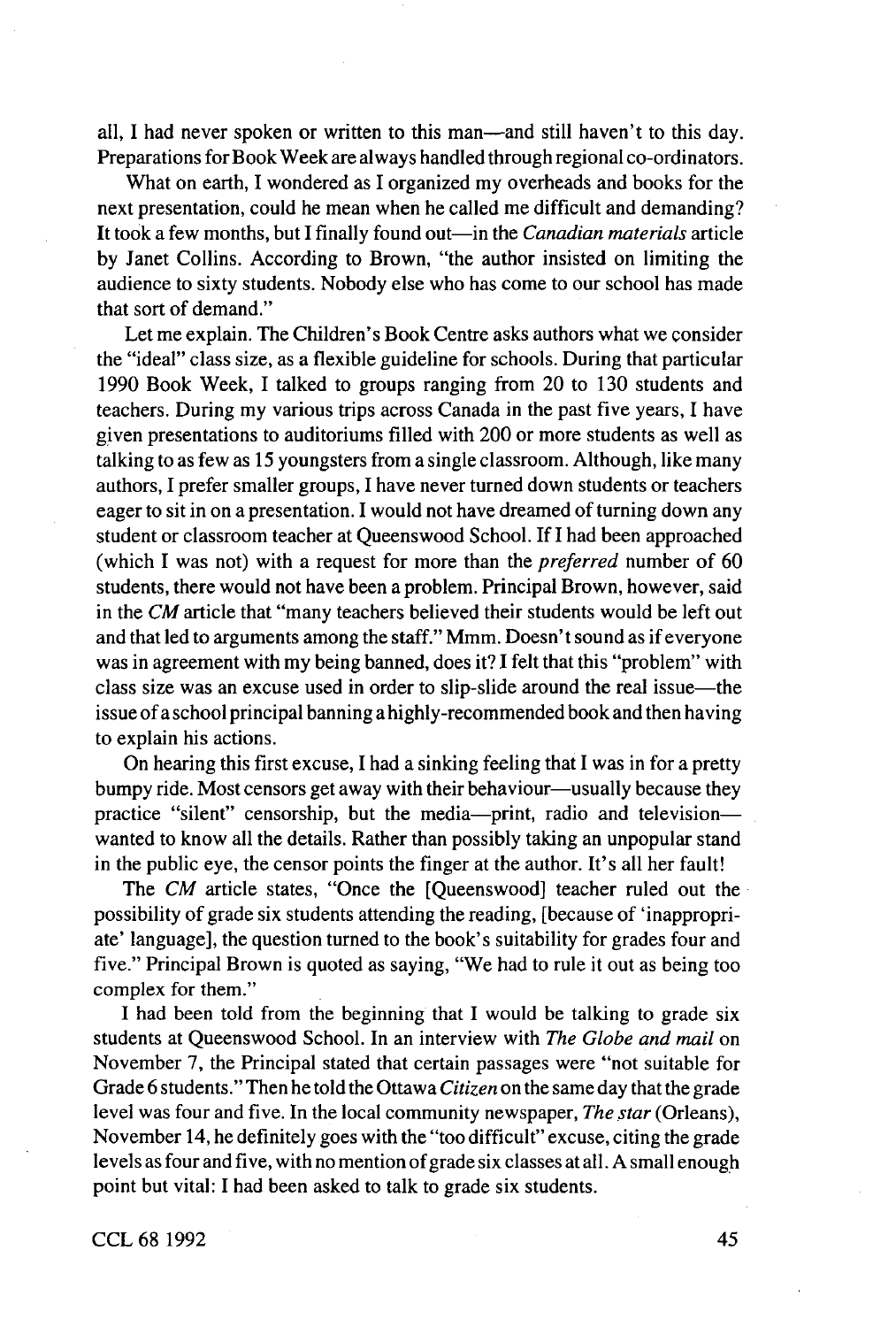all, I had never spoken or written to this man—and still haven't to this day. Preparations for Book Week are always handled through regional co-ordinators.

What on earth, I wondered as I organized my overheads and books for the next presentation, could he mean when he called me difficult and demanding? It took a few months, but I finally found out—in the *Canadian materials* article by Janet Collins. According to Brown, "the author insisted on limiting the audience to sixty students. Nobody else who has come to our school has made that sort of demand."

Let me explain. The Children's Book Centre asks authors what we consider the "ideal" class size, as a flexible guideline for schools. During that particular 1990 Book Week, I talked to groups ranging from 20 to 130 students and teachers. During my various trips across Canada in the past five years, I have given presentations to auditoriums filled with 200 or more students as well as talking to as few as 15 youngsters from a single classroom. Although, like many authors, I prefer smaller groups, I have never turned down students or teachers eager to sit in on a presentation. I would not have dreamed of turning down any student or classroom teacher at Queenswood School. If I had been approached (which I was not) with a request for more than the *preferred* number of 60 students, there would not have been a problem. Principal Brown, however, said in the *CM* article that "many teachers believed their students would be left out and that led to arguments among the staff." Mmm. Doesn't sound as if everyone was in agreement with my being banned, does it? I felt that this "problem" with class size was an excuse used in order to slip-slide around the real issue—the issue of a school principal banning a highly-recommended book and then having to explain his actions.

On hearing this first excuse, I had a sinking feeling that I was in for a pretty bumpy ride. Most censors get away with their behaviour—usually because they practice "silent" censorship, but the media—print, radio and television—wanted to know all the details. Rather than possibly taking an unpopular stand in the public eye, the censor points the finger at the author. It's all her fault!

The *CM* article states, "Once the [Queenswood] teacher ruled out the possibility of grade six students attending the reading, [because of 'inappropriate' language], the question turned to the book's suitability for grades four and five." Principal Brown is quoted as saying, "We had to rule it out as being too complex for them."

I had been told from the beginning that I would be talking to grade six students at Queenswood School. In an interview with *The Globe and mail* on November 7, the Principal stated that certain passages were "not suitable for Grade 6 students." Then he told the Ottawa *Citizen* on the same day that the grade level was four and five. In the local community newspaper, *The star* (Orleans), November 14, he definitely goes with the "too difficult" excuse, citing the grade levels as four and five, with no mention of grade six classes at all. A small enough point but vital: I had been asked to talk to grade six students.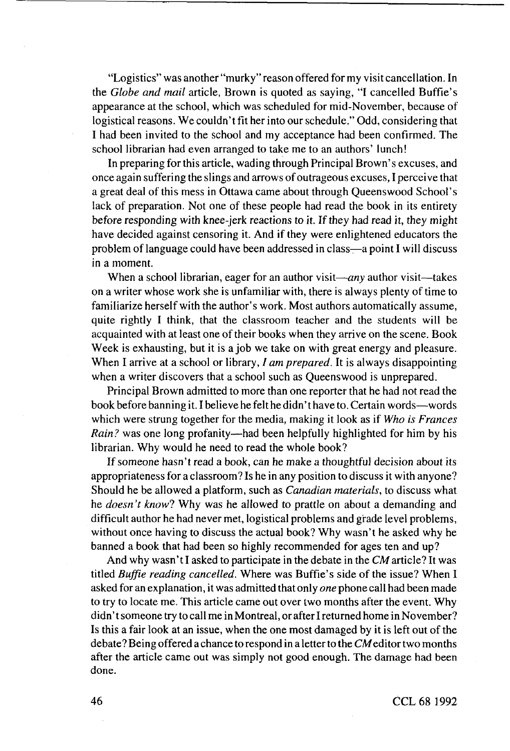"Logistics" was another "murky" reason offered for my visit cancellation. In the *Globe and mail* article, Brown is quoted as saying, "I cancelled Buffie's appearance at the school, which was scheduled for mid-November, because of logistical reasons. We couldn't fit her into our schedule." Odd, considering that I had been invited to the school and my acceptance had been confirmed. The school librarian had even arranged to take me to an authors' lunch!

In preparing for this article, wading through Principal Brown's excuses, and once again suffering the slings and arrows of outrageous excuses, I perceive that a great deal of this mess in Ottawa came about through Queenswood School's lack of preparation. Not one of these people had read the book in its entirety before responding with knee-jerk reactions to it. If they had read it, they might have decided against censoring it. And if they were enlightened educators the problem of language could have been addressed in class—a point I will discuss in a moment.

When a school librarian, eager for an author visit—*any* author visit—takes on a writer whose work she is unfamiliar with, there is always plenty of time to familiarize herself with the author's work. Most authors automatically assume, quite rightly I think, that the classroom teacher and the students will be acquainted with at least one of their books when they arrive on the scene. Book Week is exhausting, but it is a job we take on with great energy and pleasure. When I arrive at a school or library, *I am prepared*. It is always disappointing when a writer discovers that a school such as Queenswood is unprepared.

Principal Brown admitted to more than one reporter that he had not read the book before banning it. I believe he felt he didn't have to. Certain words—words which were strung together for the media, making it look as if *Who is Frances Rain?* was one long profanity—had been helpfully highlighted for him by his librarian. Why would he need to read the whole book?

If someone hasn't read a book, can he make a thoughtful decision about its appropriateness for a classroom? Is he in any position to discuss it with anyone? Should he be allowed a platform, such as *Canadian materials*, to discuss what he *doesn't know*? Why was he allowed to prattle on about a demanding and difficult author he had never met, logistical problems and grade level problems, without once having to discuss the actual book? Why wasn't he asked why he banned a book that had been so highly recommended for ages ten and up?

And why wasn't I asked to participate in the debate in the *CM* article? It was titled *Buffie reading cancelled*. Where was Buffie's side of the issue? When I asked for an explanation, it was admitted that only *one* phone call had been made to try to locate me. This article came out over two months after the event. Why didn't someone try to call me in Montreal, or after I returned home in November? Is this a fair look at an issue, when the one most damaged by it is left out of the debate? Being offered a chance to respond in a letter to the *CM* editor two months after the article came out was simply not good enough. The damage had been done.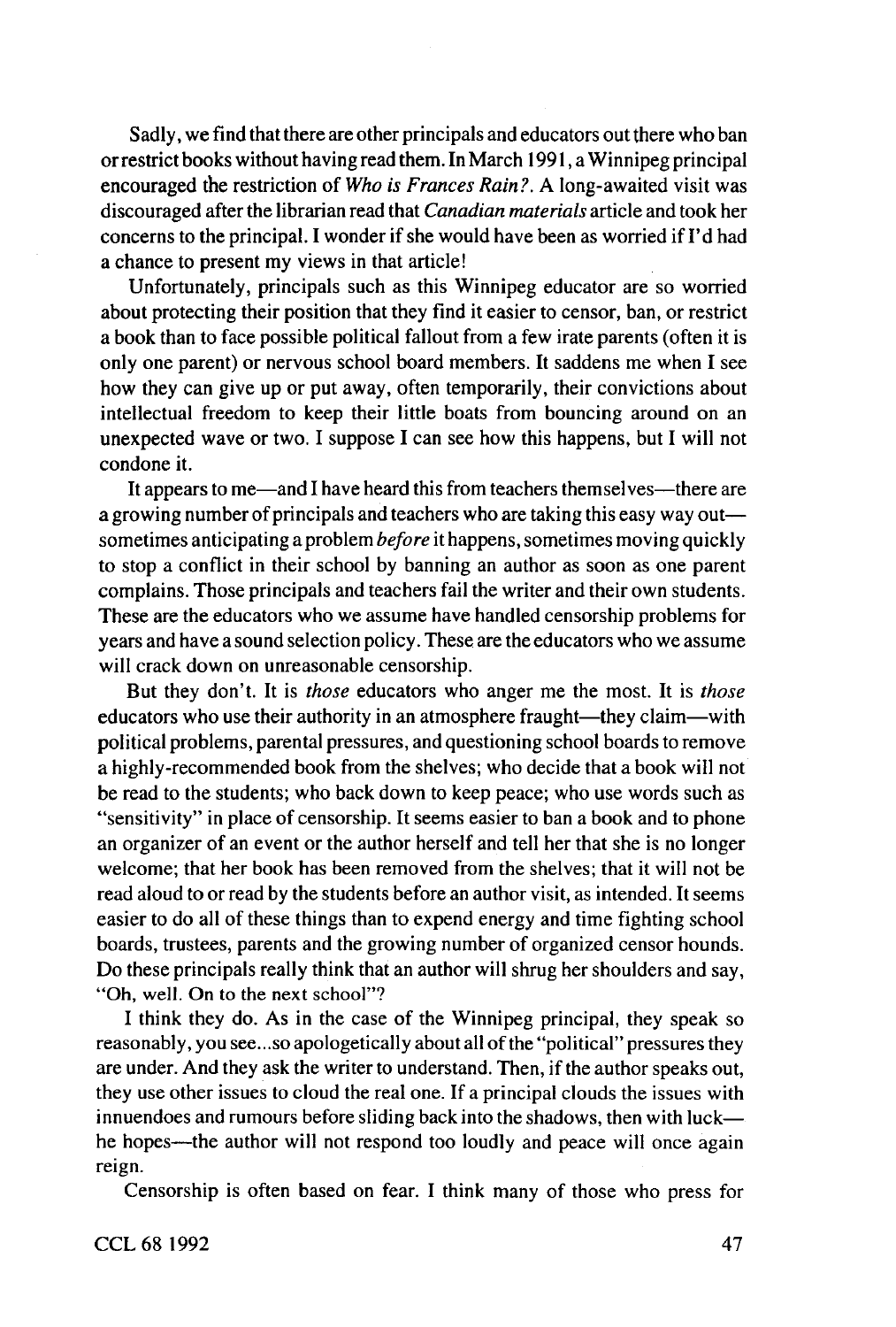Sadly, we find that there are other principals and educators out there who ban or restrict books without having read them. In March 1991, a Winnipeg principal encouraged the restriction of *Who is Frances Rain?*. A long-awaited visit was discouraged after the librarian read that *Canadian materials* article and took her concerns to the principal. I wonder if she would have been as worried if I'd had a chance to present my views in that article!

Unfortunately, principals such as this Winnipeg educator are so worried about protecting their position that they find it easier to censor, ban, or restrict a book than to face possible political fallout from a few irate parents (often it is only one parent) or nervous school board members. It saddens me when I see how they can give up or put away, often temporarily, their convictions about intellectual freedom to keep their little boats from bouncing around on an unexpected wave or two. I suppose I can see how this happens, but I will not condone it.

It appears to me—and I have heard this from teachers themselves—there are a growing number of principals and teachers who are taking this easy way out—sometimes anticipating a problem *before* it happens, sometimes moving quickly to stop a conflict in their school by banning an author as soon as one parent complains. Those principals and teachers fail the writer and their own students. These are the educators who we assume have handled censorship problems for years and have a sound selection policy. These are the educators who we assume will crack down on unreasonable censorship.

But they don't. It is *those* educators who anger me the most. It is *those* educators who use their authority in an atmosphere fraught—they claim—with political problems, parental pressures, and questioning school boards to remove a highly-recommended book from the shelves; who decide that a book will not be read to the students; who back down to keep peace; who use words such as "sensitivity" in place of censorship. It seems easier to ban a book and to phone an organizer of an event or the author herself and tell her that she is no longer welcome; that her book has been removed from the shelves; that it will not be read aloud to or read by the students before an author visit, as intended. It seems easier to do all of these things than to expend energy and time fighting school boards, trustees, parents and the growing number of organized censor hounds. Do these principals really think that an author will shrug her shoulders and say, "Oh, well. On to the next school"?

I think they do. As in the case of the Winnipeg principal, they speak so reasonably, you see...so apologetically about all of the "political" pressures they are under. And they ask the writer to understand. Then, if the author speaks out, they use other issues to cloud the real one. If a principal clouds the issues with innuendoes and rumours before sliding back into the shadows, then with luck—he hopes—the author will not respond too loudly and peace will once again reign.

Censorship is often based on fear. I think many of those who press for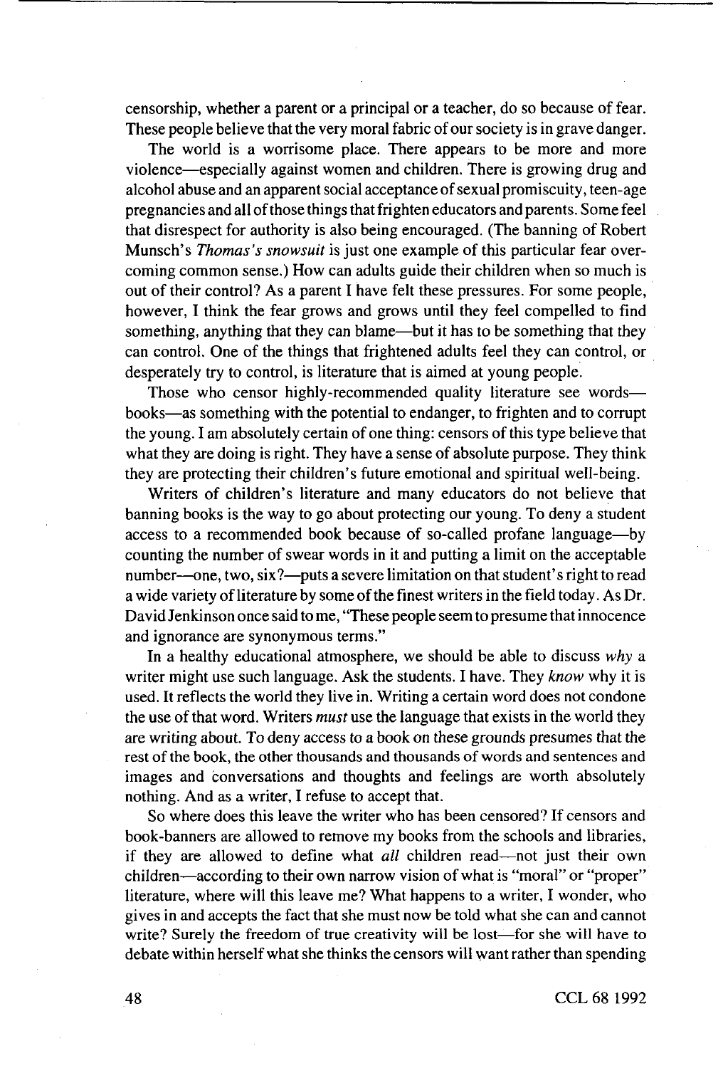censorship, whether a parent or a principal or a teacher, do so because of fear. These people believe that the very moral fabric of our society is in grave danger.

The world is a worrisome place. There appears to be more and more violence—especially against women and children. There is growing drug and alcohol abuse and an apparent social acceptance of sexual promiscuity, teen-age pregnancies and all of those things that frighten educators and parents. Some feel that disrespect for authority is also being encouraged. (The banning of Robert Munsch's *Thomas's snowsuit* is just one example of this particular fear overcoming common sense.) How can adults guide their children when so much is out of their control? As a parent I have felt these pressures. For some people, however, I think the fear grows and grows until they feel compelled to find something, anything that they can blame—but it has to be something that they can control. One of the things that frightened adults feel they can control, or desperately try to control, is literature that is aimed at young people.

Those who censor highly-recommended quality literature see words—books—as something with the potential to endanger, to frighten and to corrupt the young. I am absolutely certain of one thing: censors of this type believe that what they are doing is right. They have a sense of absolute purpose. They think they are protecting their children's future emotional and spiritual well-being.

Writers of children's literature and many educators do not believe that banning books is the way to go about protecting our young. To deny a student access to a recommended book because of so-called profane language—by counting the number of swear words in it and putting a limit on the acceptable number—one, two, six?—puts a severe limitation on that student's right to read a wide variety of literature by some of the finest writers in the field today. As Dr. David Jenkinson once said to me, "These people seem to presume that innocence and ignorance are synonymous terms."

In a healthy educational atmosphere, we should be able to discuss *why* a writer might use such language. Ask the students. I have. They *know* why it is used. It reflects the world they live in. Writing a certain word does not condone the use of that word. Writers *must* use the language that exists in the world they are writing about. To deny access to a book on these grounds presumes that the rest of the book, the other thousands and thousands of words and sentences and images and conversations and thoughts and feelings are worth absolutely nothing. And as a writer, I refuse to accept that.

So where does this leave the writer who has been censored? If censors and book-banners are allowed to remove my books from the schools and libraries, if they are allowed to define what *all* children read—not just their own children—according to their own narrow vision of what is "moral" or "proper" literature, where will this leave me? What happens to a writer, I wonder, who gives in and accepts the fact that she must now be told what she can and cannot write? Surely the freedom of true creativity will be lost—for she will have to debate within herself what she thinks the censors will want rather than spending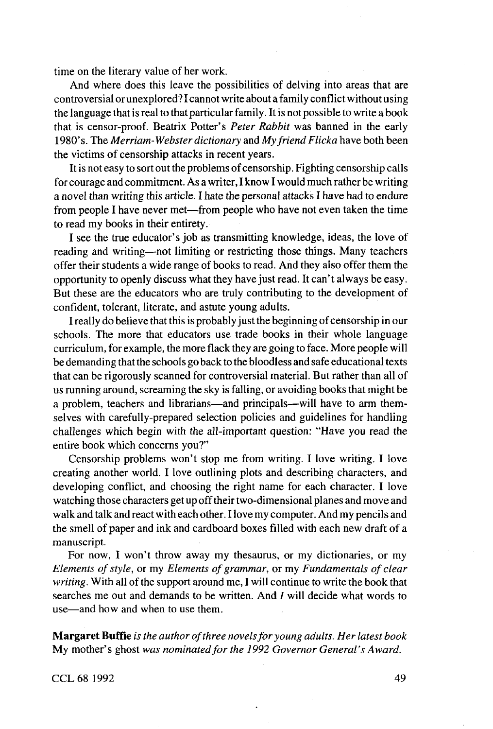time on the literary value of her work.

And where does this leave the possibilities of delving into areas that are controversial or unexplored? I cannot write about a family conflict without using the language that is real to that particular family. It is not possible to write a book that is censor-proof. Beatrix Potter's *Peter Rabbit* was banned in the early 1980's. The *Merriam-Webster dictionary* and *My friend Flicka* have both been the victims of censorship attacks in recent years.

It is not easy to sort out the problems of censorship. Fighting censorship calls for courage and commitment. As a writer, I know I would much rather be writing a novel than writing this article. I hate the personal attacks I have had to endure from people I have never met—from people who have not even taken the time to read my books in their entirety.

I see the true educator's job as transmitting knowledge, ideas, the love of reading and writing—not limiting or restricting those things. Many teachers offer their students a wide range of books to read. And they also offer them the opportunity to openly discuss what they have just read. It can't always be easy. But these are the educators who are truly contributing to the development of confident, tolerant, literate, and astute young adults.

I really do believe that this is probably just the beginning of censorship in our schools. The more that educators use trade books in their whole language curriculum, for example, the more flack they are going to face. More people will be demanding that the schools go back to the bloodless and safe educational texts that can be rigorously scanned for controversial material. But rather than all of us running around, screaming the sky is falling, or avoiding books that might be a problem, teachers and librarians—and principals—will have to arm themselves with carefully-prepared selection policies and guidelines for handling challenges which begin with the all-important question: "Have you read the entire book which concerns you?"

Censorship problems won't stop me from writing. I love writing. I love creating another world. I love outlining plots and describing characters, and developing conflict, and choosing the right name for each character. I love watching those characters get up off their two-dimensional planes and move and walk and talk and react with each other. I love my computer. And my pencils and the smell of paper and ink and cardboard boxes filled with each new draft of a manuscript.

For now, I won't throw away my thesaurus, or my dictionaries, or my *Elements of style*, or my *Elements of grammar*, or my *Fundamentals of clear writing*. With all of the support around me, I will continue to write the book that searches me out and demands to be written. And *I* will decide what words to use—and how and when to use them.

**Margaret Buffie** *is the author of three novels for young adults. Her latest book* My mother's ghost *was nominated for the 1992 Governor General's Award.*